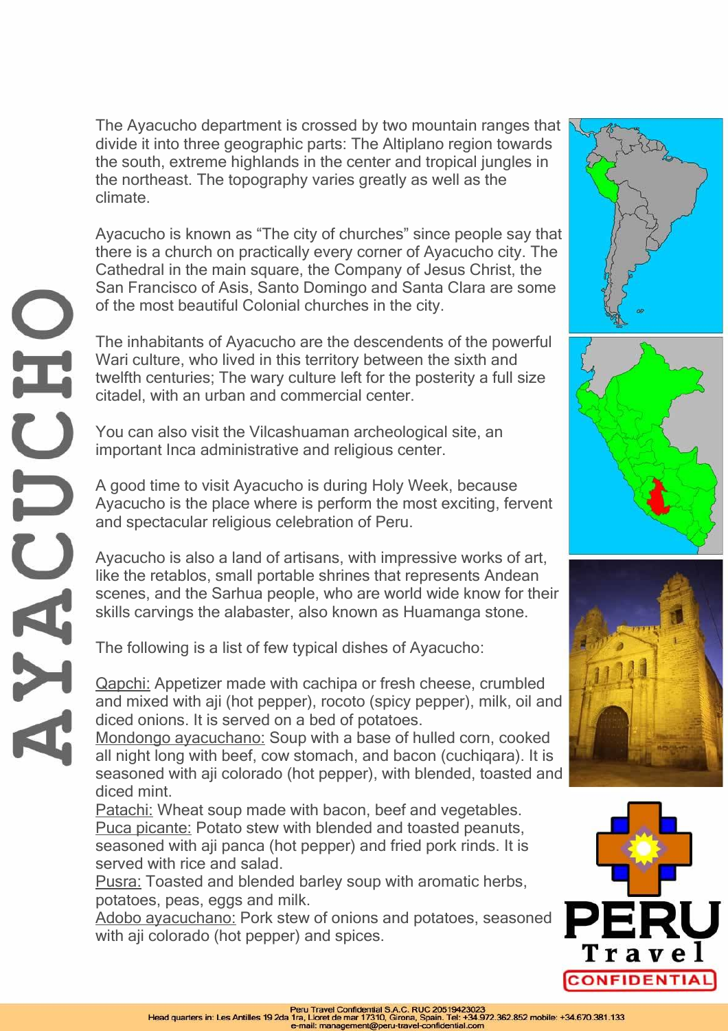# AYACUCHO

The Ayacucho department is crossed by two mountain ranges that divide it into three geographic parts: The Altiplano region towards the south, extreme highlands in the center and tropical jungles in the northeast. The topography varies greatly as well as the climate.

Ayacucho is known as "The city of churches" since people say that there is a church on practically every corner of Ayacucho city. The Cathedral in the main square, the Company of Jesus Christ, the San Francisco of Asis, Santo Domingo and Santa Clara are some of the most beautiful Colonial churches in the city.

The inhabitants of Ayacucho are the descendents of the powerful Wari culture, who lived in this territory between the sixth and twelfth centuries; The wary culture left for the posterity a full size citadel, with an urban and commercial center.

You can also visit the Vilcashuaman archeological site, an important Inca administrative and religious center.

A good time to visit Ayacucho is during Holy Week, because Ayacucho is the place where is perform the most exciting, fervent and spectacular religious celebration of Peru.

Ayacucho is also a land of artisans, with impressive works of art, like the retablos, small portable shrines that represents Andean scenes, and the Sarhua people, who are world wide know for their skills carvings the alabaster, also known as Huamanga stone.

The following is a list of few typical dishes of Ayacucho:

Qapchi: Appetizer made with cachipa or fresh cheese, crumbled and mixed with aji (hot pepper), rocoto (spicy pepper), milk, oil and diced onions. It is served on a bed of potatoes.
Mondongo ayacuchano: Soup with a base of hulled corn, cooked all night long with beef, cow stomach, and bacon (cuchiqara). It is seasoned with aji colorado (hot pepper), with blended, toasted and diced mint.
Patachi: Wheat soup made with bacon, beef and vegetables.
Puca picante: Potato stew with blended and toasted peanuts, seasoned with aji panca (hot pepper) and fried pork rinds. It is served with rice and salad.
Pusra: Toasted and blended barley soup with aromatic herbs, potatoes, peas, eggs and milk.
Adobo ayacuchano: Pork stew of onions and potatoes, seasoned with aji colorado (hot pepper) and spices.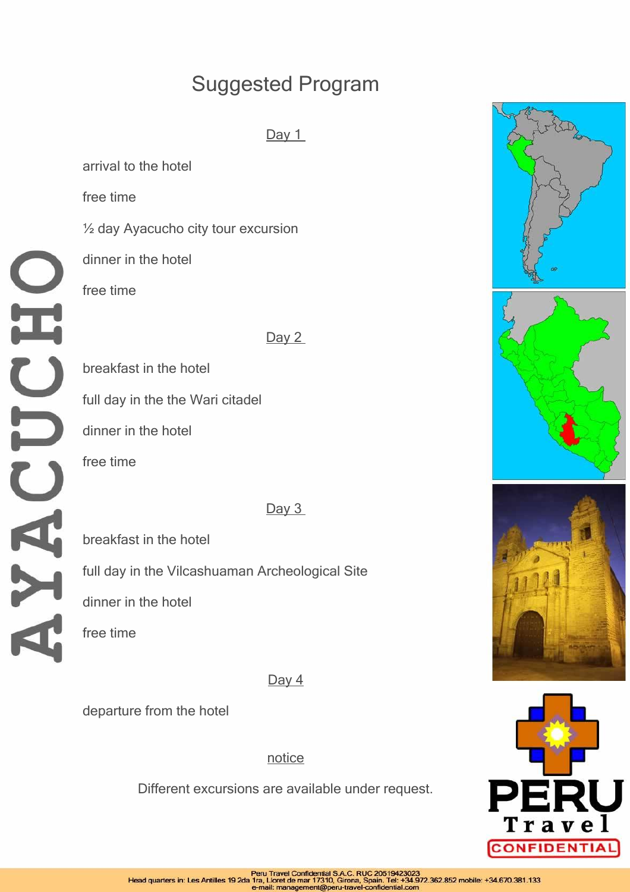AYACUCHO

# Suggested Program

## Day 1

arrival to the hotel

free time

½ day Ayacucho city tour excursion

dinner in the hotel

free time

## Day 2

breakfast in the hotel

full day in the Wari citadel

dinner in the hotel

free time

## Day 3

breakfast in the hotel

full day in the Vilcashuaman Archeological Site

dinner in the hotel

free time

## Day 4

departure from the hotel

## notice

Different excursions are available under request.

PERU Travel CONFIDENTIAL

Peru Travel Confidential S.A.C. RUC 20519423023
Head quarters in: Les Antilles 19 2da 1ra, Lloret de mar 17310, Girona, Spain. Tel: +34.972.362.852 mobile: +34.670.381.133
e-mail: management@peru-travel-confidential.com